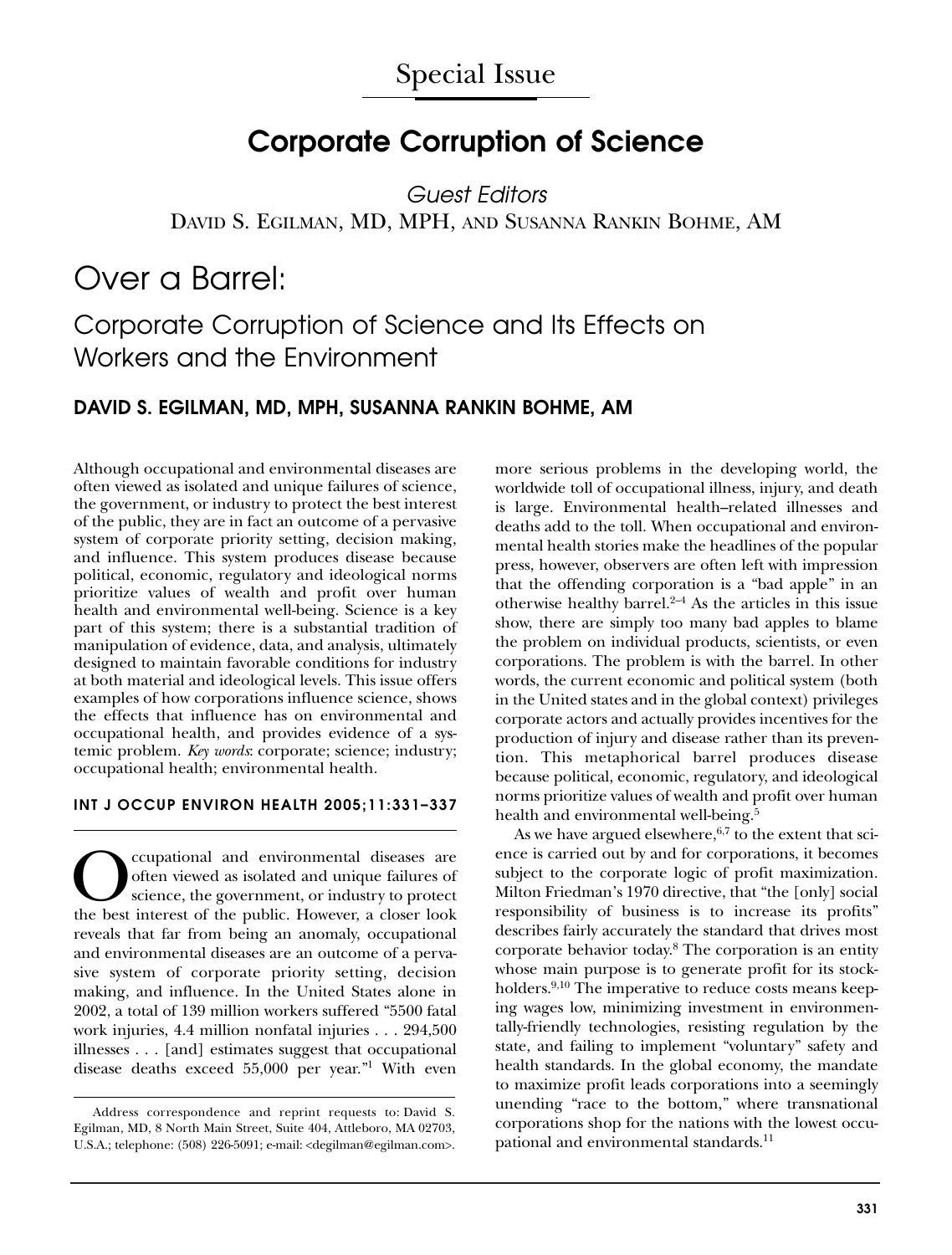Special Issue

# Corporate Corruption of Science

*Guest Editors*
DAVID S. EGILMAN, MD, MPH, AND SUSANNA RANKIN BOHME, AM

# Over a Barrel:

## Corporate Corruption of Science and Its Effects on Workers and the Environment

### DAVID S. EGILMAN, MD, MPH, SUSANNA RANKIN BOHME, AM

Although occupational and environmental diseases are often viewed as isolated and unique failures of science, the government, or industry to protect the best interest of the public, they are in fact an outcome of a pervasive system of corporate priority setting, decision making, and influence. This system produces disease because political, economic, regulatory and ideological norms prioritize values of wealth and profit over human health and environmental well-being. Science is a key part of this system; there is a substantial tradition of manipulation of evidence, data, and analysis, ultimately designed to maintain favorable conditions for industry at both material and ideological levels. This issue offers examples of how corporations influence science, shows the effects that influence has on environmental and occupational health, and provides evidence of a systemic problem. *Key words*: corporate; science; industry; occupational health; environmental health.

**INT J OCCUP ENVIRON HEALTH 2005;11:331–337**

Occupational and environmental diseases are often viewed as isolated and unique failures of science, the government, or industry to protect the best interest of the public. However, a closer look reveals that far from being an anomaly, occupational and environmental diseases are an outcome of a pervasive system of corporate priority setting, decision making, and influence. In the United States alone in 2002, a total of 139 million workers suffered "5500 fatal work injuries, 4.4 million nonfatal injuries . . . 294,500 illnesses . . . [and] estimates suggest that occupational disease deaths exceed 55,000 per year."[1] With even more serious problems in the developing world, the worldwide toll of occupational illness, injury, and death is large. Environmental health–related illnesses and deaths add to the toll. When occupational and environmental health stories make the headlines of the popular press, however, observers are often left with impression that the offending corporation is a "bad apple" in an otherwise healthy barrel.[2–4] As the articles in this issue show, there are simply too many bad apples to blame the problem on individual products, scientists, or even corporations. The problem is with the barrel. In other words, the current economic and political system (both in the United states and in the global context) privileges corporate actors and actually provides incentives for the production of injury and disease rather than its prevention. This metaphorical barrel produces disease because political, economic, regulatory, and ideological norms prioritize values of wealth and profit over human health and environmental well-being.[5]

As we have argued elsewhere,[6,7] to the extent that science is carried out by and for corporations, it becomes subject to the corporate logic of profit maximization. Milton Friedman's 1970 directive, that "the [only] social responsibility of business is to increase its profits" describes fairly accurately the standard that drives most corporate behavior today.[8] The corporation is an entity whose main purpose is to generate profit for its stockholders.[9,10] The imperative to reduce costs means keeping wages low, minimizing investment in environmentally-friendly technologies, resisting regulation by the state, and failing to implement "voluntary" safety and health standards. In the global economy, the mandate to maximize profit leads corporations into a seemingly unending "race to the bottom," where transnational corporations shop for the nations with the lowest occupational and environmental standards.[11]

Address correspondence and reprint requests to: David S. Egilman, MD, 8 North Main Street, Suite 404, Attleboro, MA 02703, U.S.A.; telephone: (508) 226-5091; e-mail: <degilman@egilman.com>.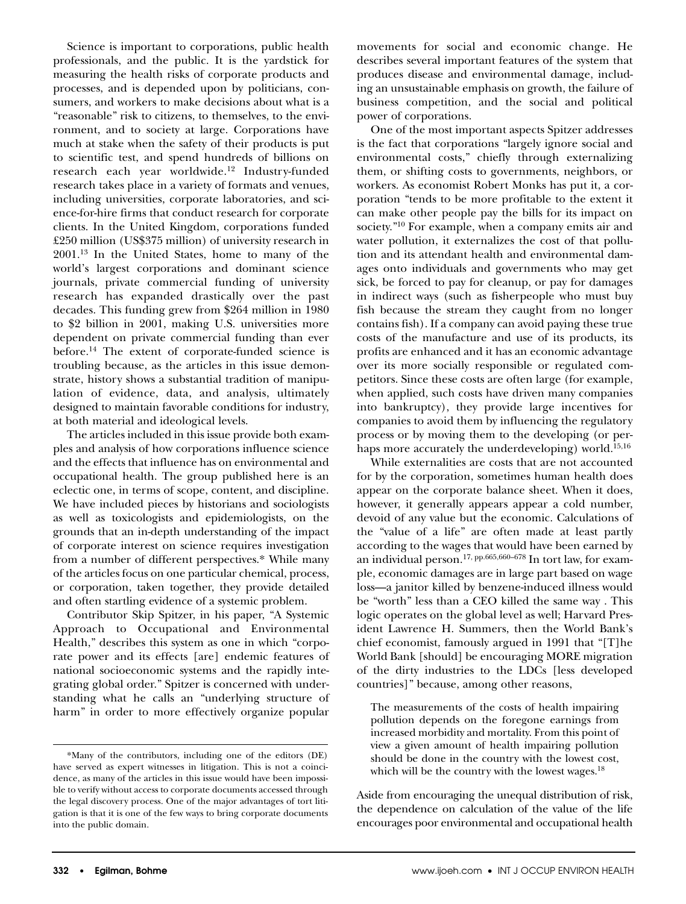Science is important to corporations, public health professionals, and the public. It is the yardstick for measuring the health risks of corporate products and processes, and is depended upon by politicians, consumers, and workers to make decisions about what is a "reasonable" risk to citizens, to themselves, to the environment, and to society at large. Corporations have much at stake when the safety of their products is put to scientific test, and spend hundreds of billions on research each year worldwide.[12] Industry-funded research takes place in a variety of formats and venues, including universities, corporate laboratories, and science-for-hire firms that conduct research for corporate clients. In the United Kingdom, corporations funded £250 million (US$375 million) of university research in 2001.[13] In the United States, home to many of the world's largest corporations and dominant science journals, private commercial funding of university research has expanded drastically over the past decades. This funding grew from $264 million in 1980 to $2 billion in 2001, making U.S. universities more dependent on private commercial funding than ever before.[14] The extent of corporate-funded science is troubling because, as the articles in this issue demonstrate, history shows a substantial tradition of manipulation of evidence, data, and analysis, ultimately designed to maintain favorable conditions for industry, at both material and ideological levels.

The articles included in this issue provide both examples and analysis of how corporations influence science and the effects that influence has on environmental and occupational health. The group published here is an eclectic one, in terms of scope, content, and discipline. We have included pieces by historians and sociologists as well as toxicologists and epidemiologists, on the grounds that an in-depth understanding of the impact of corporate interest on science requires investigation from a number of different perspectives.* While many of the articles focus on one particular chemical, process, or corporation, taken together, they provide detailed and often startling evidence of a systemic problem.

Contributor Skip Spitzer, in his paper, "A Systemic Approach to Occupational and Environmental Health," describes this system as one in which "corporate power and its effects [are] endemic features of national socioeconomic systems and the rapidly integrating global order." Spitzer is concerned with understanding what he calls an "underlying structure of harm" in order to more effectively organize popular movements for social and economic change. He describes several important features of the system that produces disease and environmental damage, including an unsustainable emphasis on growth, the failure of business competition, and the social and political power of corporations.

One of the most important aspects Spitzer addresses is the fact that corporations "largely ignore social and environmental costs," chiefly through externalizing them, or shifting costs to governments, neighbors, or workers. As economist Robert Monks has put it, a corporation "tends to be more profitable to the extent it can make other people pay the bills for its impact on society."[10] For example, when a company emits air and water pollution, it externalizes the cost of that pollution and its attendant health and environmental damages onto individuals and governments who may get sick, be forced to pay for cleanup, or pay for damages in indirect ways (such as fisherpeople who must buy fish because the stream they caught from no longer contains fish). If a company can avoid paying these true costs of the manufacture and use of its products, its profits are enhanced and it has an economic advantage over its more socially responsible or regulated competitors. Since these costs are often large (for example, when applied, such costs have driven many companies into bankruptcy), they provide large incentives for companies to avoid them by influencing the regulatory process or by moving them to the developing (or perhaps more accurately the underdeveloping) world.[15,16]

While externalities are costs that are not accounted for by the corporation, sometimes human health does appear on the corporate balance sheet. When it does, however, it generally appears appear a cold number, devoid of any value but the economic. Calculations of the "value of a life" are often made at least partly according to the wages that would have been earned by an individual person.[17, pp.665,660–678] In tort law, for example, economic damages are in large part based on wage loss—a janitor killed by benzene-induced illness would be "worth" less than a CEO killed the same way . This logic operates on the global level as well; Harvard President Lawrence H. Summers, then the World Bank's chief economist, famously argued in 1991 that "[T]he World Bank [should] be encouraging MORE migration of the dirty industries to the LDCs [less developed countries]" because, among other reasons,

> The measurements of the costs of health impairing pollution depends on the foregone earnings from increased morbidity and mortality. From this point of view a given amount of health impairing pollution should be done in the country with the lowest cost, which will be the country with the lowest wages.[18]

Aside from encouraging the unequal distribution of risk, the dependence on calculation of the value of the life encourages poor environmental and occupational health

*Many of the contributors, including one of the editors (DE) have served as expert witnesses in litigation. This is not a coincidence, as many of the articles in this issue would have been impossible to verify without access to corporate documents accessed through the legal discovery process. One of the major advantages of tort litigation is that it is one of the few ways to bring corporate documents into the public domain.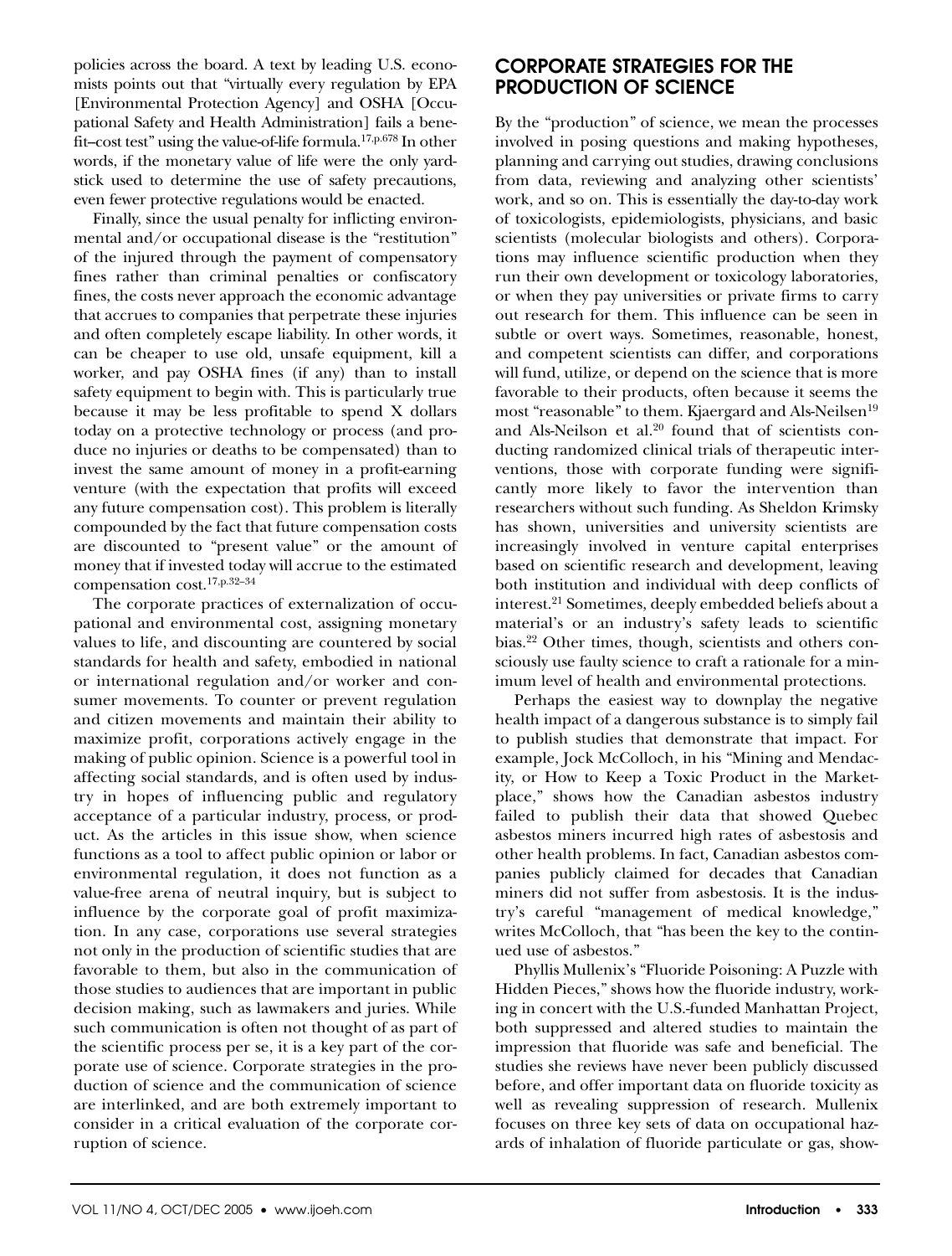policies across the board. A text by leading U.S. economists points out that "virtually every regulation by EPA [Environmental Protection Agency] and OSHA [Occupational Safety and Health Administration] fails a benefit–cost test" using the value-of-life formula.[17,p.678] In other words, if the monetary value of life were the only yardstick used to determine the use of safety precautions, even fewer protective regulations would be enacted.

Finally, since the usual penalty for inflicting environmental and/or occupational disease is the "restitution" of the injured through the payment of compensatory fines rather than criminal penalties or confiscatory fines, the costs never approach the economic advantage that accrues to companies that perpetrate these injuries and often completely escape liability. In other words, it can be cheaper to use old, unsafe equipment, kill a worker, and pay OSHA fines (if any) than to install safety equipment to begin with. This is particularly true because it may be less profitable to spend X dollars today on a protective technology or process (and produce no injuries or deaths to be compensated) than to invest the same amount of money in a profit-earning venture (with the expectation that profits will exceed any future compensation cost). This problem is literally compounded by the fact that future compensation costs are discounted to "present value" or the amount of money that if invested today will accrue to the estimated compensation cost.[17,p.32–34]

The corporate practices of externalization of occupational and environmental cost, assigning monetary values to life, and discounting are countered by social standards for health and safety, embodied in national or international regulation and/or worker and consumer movements. To counter or prevent regulation and citizen movements and maintain their ability to maximize profit, corporations actively engage in the making of public opinion. Science is a powerful tool in affecting social standards, and is often used by industry in hopes of influencing public and regulatory acceptance of a particular industry, process, or product. As the articles in this issue show, when science functions as a tool to affect public opinion or labor or environmental regulation, it does not function as a value-free arena of neutral inquiry, but is subject to influence by the corporate goal of profit maximization. In any case, corporations use several strategies not only in the production of scientific studies that are favorable to them, but also in the communication of those studies to audiences that are important in public decision making, such as lawmakers and juries. While such communication is often not thought of as part of the scientific process per se, it is a key part of the corporate use of science. Corporate strategies in the production of science and the communication of science are interlinked, and are both extremely important to consider in a critical evaluation of the corporate corruption of science.

## CORPORATE STRATEGIES FOR THE PRODUCTION OF SCIENCE

By the "production" of science, we mean the processes involved in posing questions and making hypotheses, planning and carrying out studies, drawing conclusions from data, reviewing and analyzing other scientists' work, and so on. This is essentially the day-to-day work of toxicologists, epidemiologists, physicians, and basic scientists (molecular biologists and others). Corporations may influence scientific production when they run their own development or toxicology laboratories, or when they pay universities or private firms to carry out research for them. This influence can be seen in subtle or overt ways. Sometimes, reasonable, honest, and competent scientists can differ, and corporations will fund, utilize, or depend on the science that is more favorable to their products, often because it seems the most "reasonable" to them. Kjaergard and Als-Neilsen[19] and Als-Neilson et al.[20] found that of scientists conducting randomized clinical trials of therapeutic interventions, those with corporate funding were significantly more likely to favor the intervention than researchers without such funding. As Sheldon Krimsky has shown, universities and university scientists are increasingly involved in venture capital enterprises based on scientific research and development, leaving both institution and individual with deep conflicts of interest.[21] Sometimes, deeply embedded beliefs about a material's or an industry's safety leads to scientific bias.[22] Other times, though, scientists and others consciously use faulty science to craft a rationale for a minimum level of health and environmental protections.

Perhaps the easiest way to downplay the negative health impact of a dangerous substance is to simply fail to publish studies that demonstrate that impact. For example, Jock McColloch, in his "Mining and Mendacity, or How to Keep a Toxic Product in the Marketplace," shows how the Canadian asbestos industry failed to publish their data that showed Quebec asbestos miners incurred high rates of asbestosis and other health problems. In fact, Canadian asbestos companies publicly claimed for decades that Canadian miners did not suffer from asbestosis. It is the industry's careful "management of medical knowledge," writes McColloch, that "has been the key to the continued use of asbestos."

Phyllis Mullenix's "Fluoride Poisoning: A Puzzle with Hidden Pieces," shows how the fluoride industry, working in concert with the U.S.-funded Manhattan Project, both suppressed and altered studies to maintain the impression that fluoride was safe and beneficial. The studies she reviews have never been publicly discussed before, and offer important data on fluoride toxicity as well as revealing suppression of research. Mullenix focuses on three key sets of data on occupational hazards of inhalation of fluoride particulate or gas, show-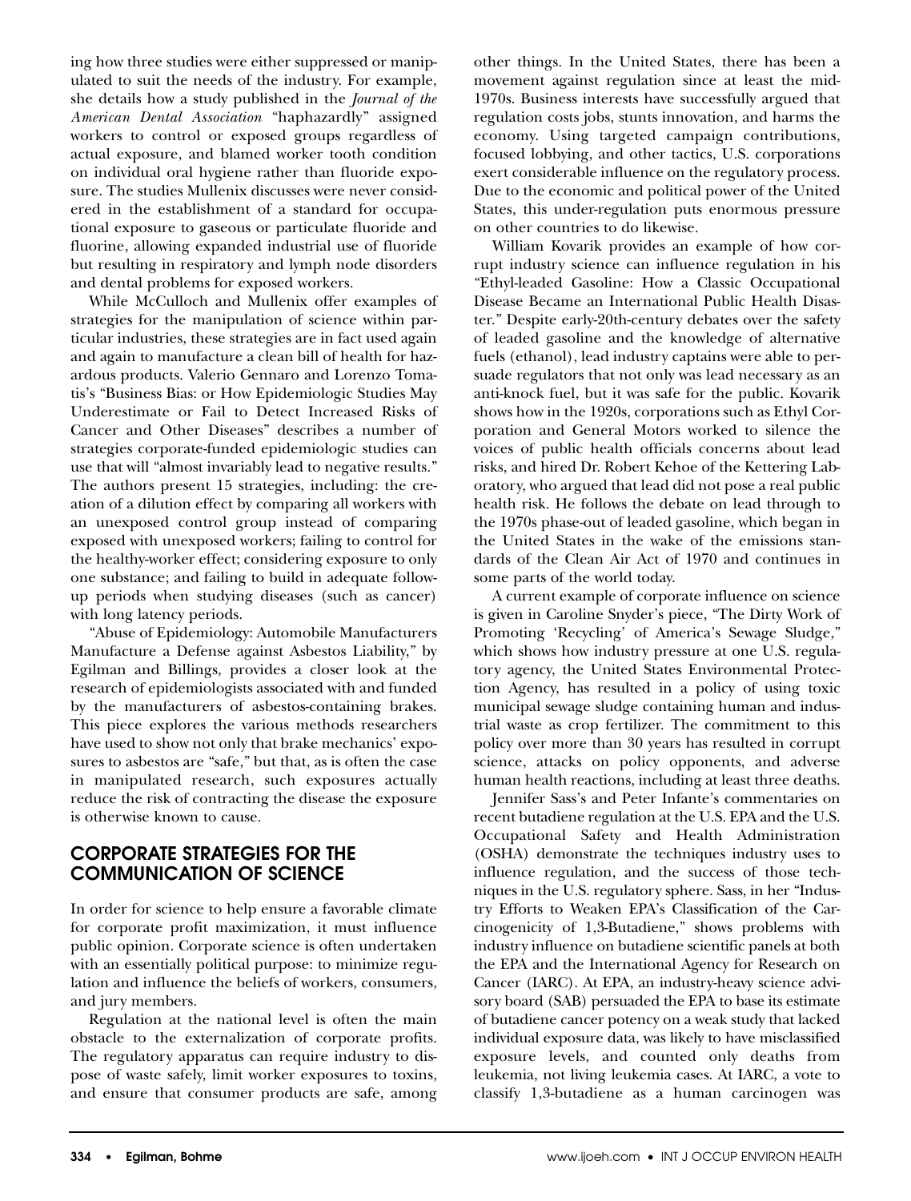ing how three studies were either suppressed or manipulated to suit the needs of the industry. For example, she details how a study published in the *Journal of the American Dental Association* "haphazardly" assigned workers to control or exposed groups regardless of actual exposure, and blamed worker tooth condition on individual oral hygiene rather than fluoride exposure. The studies Mullenix discusses were never considered in the establishment of a standard for occupational exposure to gaseous or particulate fluoride and fluorine, allowing expanded industrial use of fluoride but resulting in respiratory and lymph node disorders and dental problems for exposed workers.

While McCulloch and Mullenix offer examples of strategies for the manipulation of science within particular industries, these strategies are in fact used again and again to manufacture a clean bill of health for hazardous products. Valerio Gennaro and Lorenzo Tomatis's "Business Bias: or How Epidemiologic Studies May Underestimate or Fail to Detect Increased Risks of Cancer and Other Diseases" describes a number of strategies corporate-funded epidemiologic studies can use that will "almost invariably lead to negative results." The authors present 15 strategies, including: the creation of a dilution effect by comparing all workers with an unexposed control group instead of comparing exposed with unexposed workers; failing to control for the healthy-worker effect; considering exposure to only one substance; and failing to build in adequate follow-up periods when studying diseases (such as cancer) with long latency periods.

"Abuse of Epidemiology: Automobile Manufacturers Manufacture a Defense against Asbestos Liability," by Egilman and Billings, provides a closer look at the research of epidemiologists associated with and funded by the manufacturers of asbestos-containing brakes. This piece explores the various methods researchers have used to show not only that brake mechanics' exposures to asbestos are "safe," but that, as is often the case in manipulated research, such exposures actually reduce the risk of contracting the disease the exposure is otherwise known to cause.

## CORPORATE STRATEGIES FOR THE COMMUNICATION OF SCIENCE

In order for science to help ensure a favorable climate for corporate profit maximization, it must influence public opinion. Corporate science is often undertaken with an essentially political purpose: to minimize regulation and influence the beliefs of workers, consumers, and jury members.

Regulation at the national level is often the main obstacle to the externalization of corporate profits. The regulatory apparatus can require industry to dispose of waste safely, limit worker exposures to toxins, and ensure that consumer products are safe, among other things. In the United States, there has been a movement against regulation since at least the mid-1970s. Business interests have successfully argued that regulation costs jobs, stunts innovation, and harms the economy. Using targeted campaign contributions, focused lobbying, and other tactics, U.S. corporations exert considerable influence on the regulatory process. Due to the economic and political power of the United States, this under-regulation puts enormous pressure on other countries to do likewise.

William Kovarik provides an example of how corrupt industry science can influence regulation in his "Ethyl-leaded Gasoline: How a Classic Occupational Disease Became an International Public Health Disaster." Despite early-20th-century debates over the safety of leaded gasoline and the knowledge of alternative fuels (ethanol), lead industry captains were able to persuade regulators that not only was lead necessary as an anti-knock fuel, but it was safe for the public. Kovarik shows how in the 1920s, corporations such as Ethyl Corporation and General Motors worked to silence the voices of public health officials concerns about lead risks, and hired Dr. Robert Kehoe of the Kettering Laboratory, who argued that lead did not pose a real public health risk. He follows the debate on lead through to the 1970s phase-out of leaded gasoline, which began in the United States in the wake of the emissions standards of the Clean Air Act of 1970 and continues in some parts of the world today.

A current example of corporate influence on science is given in Caroline Snyder's piece, "The Dirty Work of Promoting 'Recycling' of America's Sewage Sludge," which shows how industry pressure at one U.S. regulatory agency, the United States Environmental Protection Agency, has resulted in a policy of using toxic municipal sewage sludge containing human and industrial waste as crop fertilizer. The commitment to this policy over more than 30 years has resulted in corrupt science, attacks on policy opponents, and adverse human health reactions, including at least three deaths.

Jennifer Sass's and Peter Infante's commentaries on recent butadiene regulation at the U.S. EPA and the U.S. Occupational Safety and Health Administration (OSHA) demonstrate the techniques industry uses to influence regulation, and the success of those techniques in the U.S. regulatory sphere. Sass, in her "Industry Efforts to Weaken EPA's Classification of the Carcinogenicity of 1,3-Butadiene," shows problems with industry influence on butadiene scientific panels at both the EPA and the International Agency for Research on Cancer (IARC). At EPA, an industry-heavy science advisory board (SAB) persuaded the EPA to base its estimate of butadiene cancer potency on a weak study that lacked individual exposure data, was likely to have misclassified exposure levels, and counted only deaths from leukemia, not living leukemia cases. At IARC, a vote to classify 1,3-butadiene as a human carcinogen was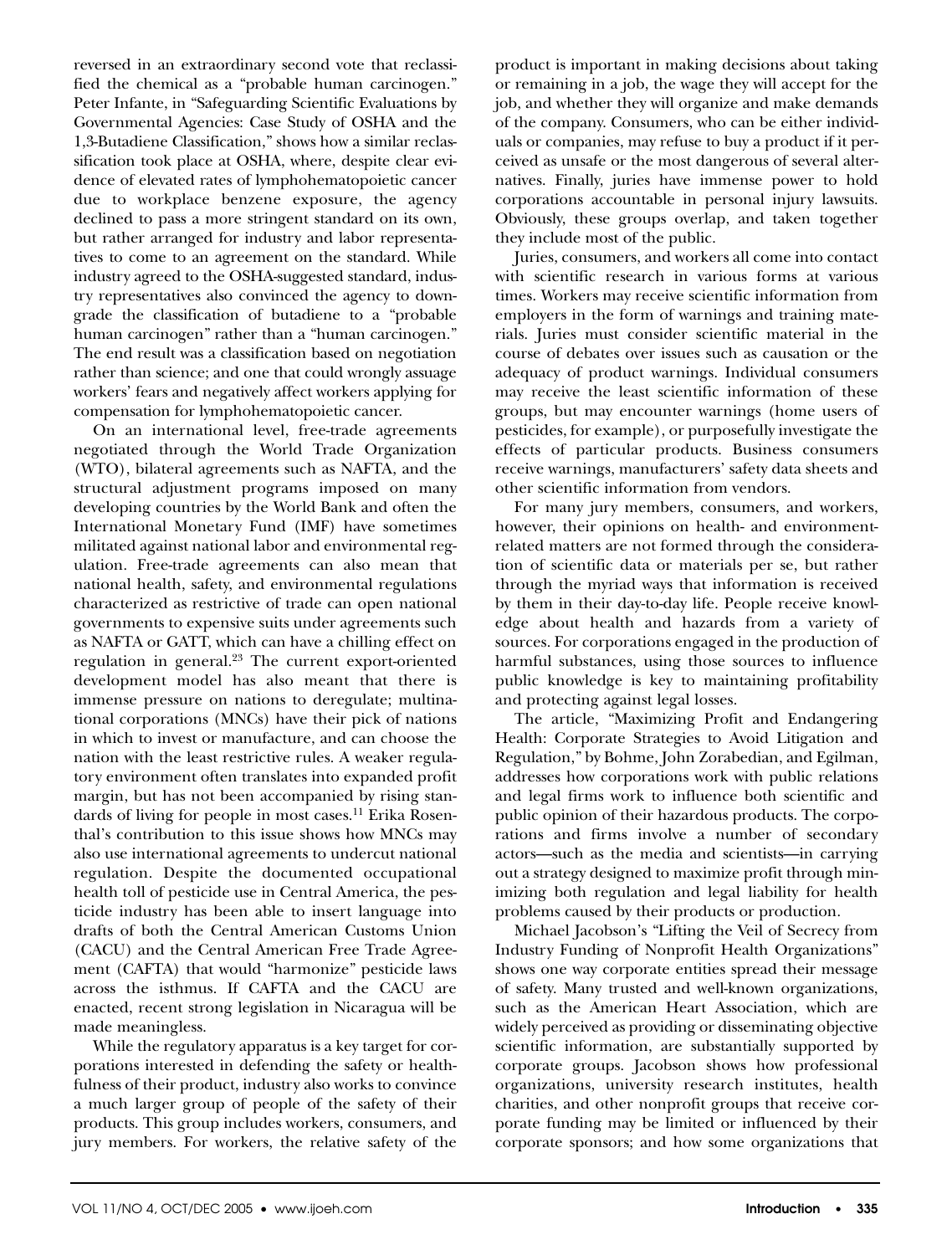reversed in an extraordinary second vote that reclassified the chemical as a "probable human carcinogen." Peter Infante, in "Safeguarding Scientific Evaluations by Governmental Agencies: Case Study of OSHA and the 1,3-Butadiene Classification," shows how a similar reclassification took place at OSHA, where, despite clear evidence of elevated rates of lymphohematopoietic cancer due to workplace benzene exposure, the agency declined to pass a more stringent standard on its own, but rather arranged for industry and labor representatives to come to an agreement on the standard. While industry agreed to the OSHA-suggested standard, industry representatives also convinced the agency to downgrade the classification of butadiene to a "probable human carcinogen" rather than a "human carcinogen." The end result was a classification based on negotiation rather than science; and one that could wrongly assuage workers' fears and negatively affect workers applying for compensation for lymphohematopoietic cancer.

On an international level, free-trade agreements negotiated through the World Trade Organization (WTO), bilateral agreements such as NAFTA, and the structural adjustment programs imposed on many developing countries by the World Bank and often the International Monetary Fund (IMF) have sometimes militated against national labor and environmental regulation. Free-trade agreements can also mean that national health, safety, and environmental regulations characterized as restrictive of trade can open national governments to expensive suits under agreements such as NAFTA or GATT, which can have a chilling effect on regulation in general.[23] The current export-oriented development model has also meant that there is immense pressure on nations to deregulate; multinational corporations (MNCs) have their pick of nations in which to invest or manufacture, and can choose the nation with the least restrictive rules. A weaker regulatory environment often translates into expanded profit margin, but has not been accompanied by rising standards of living for people in most cases.[11] Erika Rosenthal's contribution to this issue shows how MNCs may also use international agreements to undercut national regulation. Despite the documented occupational health toll of pesticide use in Central America, the pesticide industry has been able to insert language into drafts of both the Central American Customs Union (CACU) and the Central American Free Trade Agreement (CAFTA) that would "harmonize" pesticide laws across the isthmus. If CAFTA and the CACU are enacted, recent strong legislation in Nicaragua will be made meaningless.

While the regulatory apparatus is a key target for corporations interested in defending the safety or healthfulness of their product, industry also works to convince a much larger group of people of the safety of their products. This group includes workers, consumers, and jury members. For workers, the relative safety of the product is important in making decisions about taking or remaining in a job, the wage they will accept for the job, and whether they will organize and make demands of the company. Consumers, who can be either individuals or companies, may refuse to buy a product if it perceived as unsafe or the most dangerous of several alternatives. Finally, juries have immense power to hold corporations accountable in personal injury lawsuits. Obviously, these groups overlap, and taken together they include most of the public.

Juries, consumers, and workers all come into contact with scientific research in various forms at various times. Workers may receive scientific information from employers in the form of warnings and training materials. Juries must consider scientific material in the course of debates over issues such as causation or the adequacy of product warnings. Individual consumers may receive the least scientific information of these groups, but may encounter warnings (home users of pesticides, for example), or purposefully investigate the effects of particular products. Business consumers receive warnings, manufacturers' safety data sheets and other scientific information from vendors.

For many jury members, consumers, and workers, however, their opinions on health- and environment-related matters are not formed through the consideration of scientific data or materials per se, but rather through the myriad ways that information is received by them in their day-to-day life. People receive knowledge about health and hazards from a variety of sources. For corporations engaged in the production of harmful substances, using those sources to influence public knowledge is key to maintaining profitability and protecting against legal losses.

The article, "Maximizing Profit and Endangering Health: Corporate Strategies to Avoid Litigation and Regulation," by Bohme, John Zorabedian, and Egilman, addresses how corporations work with public relations and legal firms work to influence both scientific and public opinion of their hazardous products. The corporations and firms involve a number of secondary actors—such as the media and scientists—in carrying out a strategy designed to maximize profit through minimizing both regulation and legal liability for health problems caused by their products or production.

Michael Jacobson's "Lifting the Veil of Secrecy from Industry Funding of Nonprofit Health Organizations" shows one way corporate entities spread their message of safety. Many trusted and well-known organizations, such as the American Heart Association, which are widely perceived as providing or disseminating objective scientific information, are substantially supported by corporate groups. Jacobson shows how professional organizations, university research institutes, health charities, and other nonprofit groups that receive corporate funding may be limited or influenced by their corporate sponsors; and how some organizations that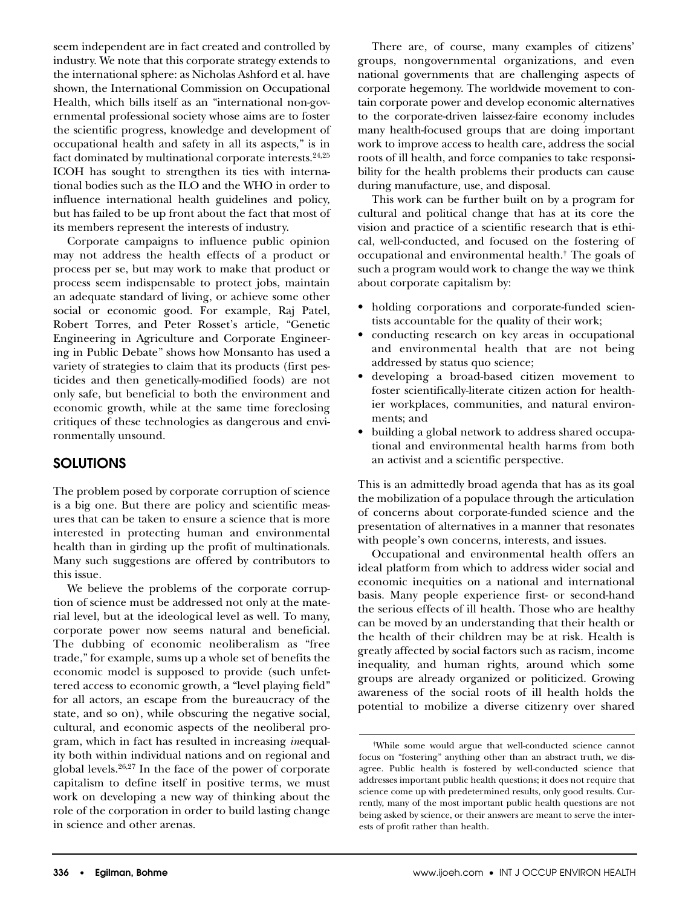seem independent are in fact created and controlled by industry. We note that this corporate strategy extends to the international sphere: as Nicholas Ashford et al. have shown, the International Commission on Occupational Health, which bills itself as an "international non-governmental professional society whose aims are to foster the scientific progress, knowledge and development of occupational health and safety in all its aspects," is in fact dominated by multinational corporate interests.[24,25] ICOH has sought to strengthen its ties with international bodies such as the ILO and the WHO in order to influence international health guidelines and policy, but has failed to be up front about the fact that most of its members represent the interests of industry.

Corporate campaigns to influence public opinion may not address the health effects of a product or process per se, but may work to make that product or process seem indispensable to protect jobs, maintain an adequate standard of living, or achieve some other social or economic good. For example, Raj Patel, Robert Torres, and Peter Rosset's article, "Genetic Engineering in Agriculture and Corporate Engineering in Public Debate" shows how Monsanto has used a variety of strategies to claim that its products (first pesticides and then genetically-modified foods) are not only safe, but beneficial to both the environment and economic growth, while at the same time foreclosing critiques of these technologies as dangerous and environmentally unsound.

## SOLUTIONS

The problem posed by corporate corruption of science is a big one. But there are policy and scientific measures that can be taken to ensure a science that is more interested in protecting human and environmental health than in girding up the profit of multinationals. Many such suggestions are offered by contributors to this issue.

We believe the problems of the corporate corruption of science must be addressed not only at the material level, but at the ideological level as well. To many, corporate power now seems natural and beneficial. The dubbing of economic neoliberalism as "free trade," for example, sums up a whole set of benefits the economic model is supposed to provide (such unfettered access to economic growth, a "level playing field" for all actors, an escape from the bureaucracy of the state, and so on), while obscuring the negative social, cultural, and economic aspects of the neoliberal program, which in fact has resulted in increasing *in*equality both within individual nations and on regional and global levels.[26,27] In the face of the power of corporate capitalism to define itself in positive terms, we must work on developing a new way of thinking about the role of the corporation in order to build lasting change in science and other arenas.

There are, of course, many examples of citizens' groups, nongovernmental organizations, and even national governments that are challenging aspects of corporate hegemony. The worldwide movement to contain corporate power and develop economic alternatives to the corporate-driven laissez-faire economy includes many health-focused groups that are doing important work to improve access to health care, address the social roots of ill health, and force companies to take responsibility for the health problems their products can cause during manufacture, use, and disposal.

This work can be further built on by a program for cultural and political change that has at its core the vision and practice of a scientific research that is ethical, well-conducted, and focused on the fostering of occupational and environmental health.† The goals of such a program would work to change the way we think about corporate capitalism by:

- holding corporations and corporate-funded scientists accountable for the quality of their work;
- conducting research on key areas in occupational and environmental health that are not being addressed by status quo science;
- developing a broad-based citizen movement to foster scientifically-literate citizen action for healthier workplaces, communities, and natural environments; and
- building a global network to address shared occupational and environmental health harms from both an activist and a scientific perspective.

This is an admittedly broad agenda that has as its goal the mobilization of a populace through the articulation of concerns about corporate-funded science and the presentation of alternatives in a manner that resonates with people's own concerns, interests, and issues.

Occupational and environmental health offers an ideal platform from which to address wider social and economic inequities on a national and international basis. Many people experience first- or second-hand the serious effects of ill health. Those who are healthy can be moved by an understanding that their health or the health of their children may be at risk. Health is greatly affected by social factors such as racism, income inequality, and human rights, around which some groups are already organized or politicized. Growing awareness of the social roots of ill health holds the potential to mobilize a diverse citizenry over shared

†While some would argue that well-conducted science cannot focus on "fostering" anything other than an abstract truth, we disagree. Public health is fostered by well-conducted science that addresses important public health questions; it does not require that science come up with predetermined results, only good results. Currently, many of the most important public health questions are not being asked by science, or their answers are meant to serve the interests of profit rather than health.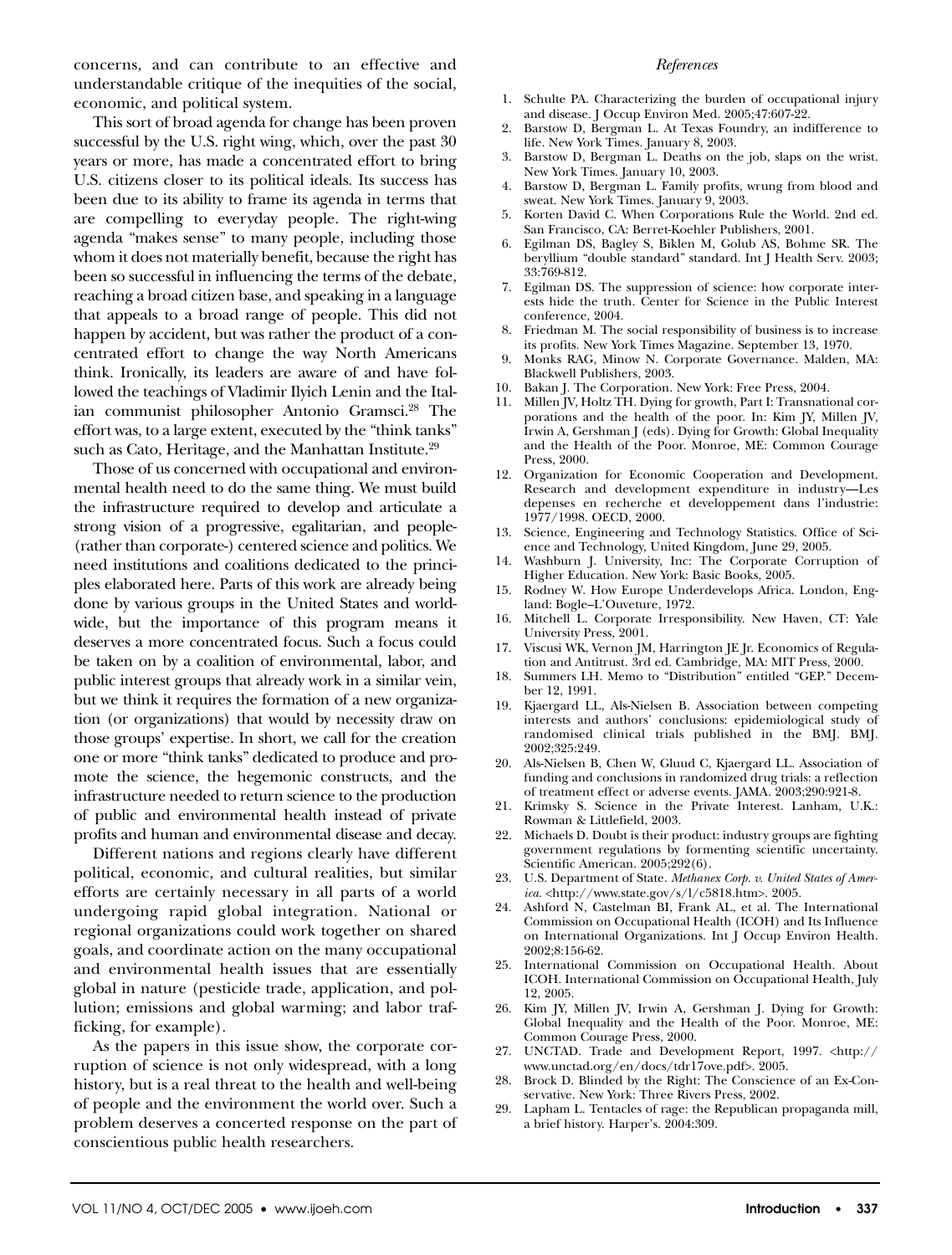concerns, and can contribute to an effective and understandable critique of the inequities of the social, economic, and political system.

This sort of broad agenda for change has been proven successful by the U.S. right wing, which, over the past 30 years or more, has made a concentrated effort to bring U.S. citizens closer to its political ideals. Its success has been due to its ability to frame its agenda in terms that are compelling to everyday people. The right-wing agenda "makes sense" to many people, including those whom it does not materially benefit, because the right has been so successful in influencing the terms of the debate, reaching a broad citizen base, and speaking in a language that appeals to a broad range of people. This did not happen by accident, but was rather the product of a concentrated effort to change the way North Americans think. Ironically, its leaders are aware of and have followed the teachings of Vladimir Ilyich Lenin and the Italian communist philosopher Antonio Gramsci.[28] The effort was, to a large extent, executed by the "think tanks" such as Cato, Heritage, and the Manhattan Institute.[29]

Those of us concerned with occupational and environmental health need to do the same thing. We must build the infrastructure required to develop and articulate a strong vision of a progressive, egalitarian, and people- (rather than corporate-) centered science and politics. We need institutions and coalitions dedicated to the principles elaborated here. Parts of this work are already being done by various groups in the United States and worldwide, but the importance of this program means it deserves a more concentrated focus. Such a focus could be taken on by a coalition of environmental, labor, and public interest groups that already work in a similar vein, but we think it requires the formation of a new organization (or organizations) that would by necessity draw on those groups' expertise. In short, we call for the creation one or more "think tanks" dedicated to produce and promote the science, the hegemonic constructs, and the infrastructure needed to return science to the production of public and environmental health instead of private profits and human and environmental disease and decay.

Different nations and regions clearly have different political, economic, and cultural realities, but similar efforts are certainly necessary in all parts of a world undergoing rapid global integration. National or regional organizations could work together on shared goals, and coordinate action on the many occupational and environmental health issues that are essentially global in nature (pesticide trade, application, and pollution; emissions and global warming; and labor trafficking, for example).

As the papers in this issue show, the corporate corruption of science is not only widespread, with a long history, but is a real threat to the health and well-being of people and the environment the world over. Such a problem deserves a concerted response on the part of conscientious public health researchers.

*References*

1. Schulte PA. Characterizing the burden of occupational injury and disease. J Occup Environ Med. 2005;47:607-22.
2. Barstow D, Bergman L. At Texas Foundry, an indifference to life. New York Times. January 8, 2003.
3. Barstow D, Bergman L. Deaths on the job, slaps on the wrist. New York Times. January 10, 2003.
4. Barstow D, Bergman L. Family profits, wrung from blood and sweat. New York Times. January 9, 2003.
5. Korten David C. When Corporations Rule the World. 2nd ed. San Francisco, CA: Berret-Koehler Publishers, 2001.
6. Egilman DS, Bagley S, Biklen M, Golub AS, Bohme SR. The beryllium "double standard" standard. Int J Health Serv. 2003; 33:769-812.
7. Egilman DS. The suppression of science: how corporate interests hide the truth. Center for Science in the Public Interest conference, 2004.
8. Friedman M. The social responsibility of business is to increase its profits. New York Times Magazine. September 13, 1970.
9. Monks RAG, Minow N. Corporate Governance. Malden, MA: Blackwell Publishers, 2003.
10. Bakan J. The Corporation. New York: Free Press, 2004.
11. Millen JV, Holtz TH. Dying for growth, Part I: Transnational corporations and the health of the poor. In: Kim JY, Millen JV, Irwin A, Gershman J (eds). Dying for Growth: Global Inequality and the Health of the Poor. Monroe, ME: Common Courage Press, 2000.
12. Organization for Economic Cooperation and Development. Research and development expenditure in industry—Les depenses en recherche et developpement dans l'industrie: 1977/1998. OECD, 2000.
13. Science, Engineering and Technology Statistics. Office of Science and Technology, United Kingdom, June 29, 2005.
14. Washburn J. University, Inc: The Corporate Corruption of Higher Education. New York: Basic Books, 2005.
15. Rodney W. How Europe Underdevelops Africa. London, England: Bogle–L'Ouveture, 1972.
16. Mitchell L. Corporate Irresponsibility. New Haven, CT: Yale University Press, 2001.
17. Viscusi WK, Vernon JM, Harrington JE Jr. Economics of Regulation and Antitrust. 3rd ed. Cambridge, MA: MIT Press, 2000.
18. Summers LH. Memo to "Distribution" entitled "GEP." December 12, 1991.
19. Kjaergard LL, Als-Nielsen B. Association between competing interests and authors' conclusions: epidemiological study of randomised clinical trials published in the BMJ. BMJ. 2002;325:249.
20. Als-Nielsen B, Chen W, Gluud C, Kjaergard LL. Association of funding and conclusions in randomized drug trials: a reflection of treatment effect or adverse events. JAMA. 2003;290:921-8.
21. Krimsky S. Science in the Private Interest. Lanham, U.K.: Rowman & Littlefield, 2003.
22. Michaels D. Doubt is their product: industry groups are fighting government regulations by fomenting scientific uncertainty. Scientific American. 2005;292(6).
23. U.S. Department of State. *Methanex Corp. v. United States of America*. <http://www.state.gov/s/l/c5818.htm>. 2005.
24. Ashford N, Castelman BI, Frank AL, et al. The International Commission on Occupational Health (ICOH) and Its Influence on International Organizations. Int J Occup Environ Health. 2002;8:156-62.
25. International Commission on Occupational Health. About ICOH. International Commission on Occupational Health, July 12, 2005.
26. Kim JY, Millen JV, Irwin A, Gershman J. Dying for Growth: Global Inequality and the Health of the Poor. Monroe, ME: Common Courage Press, 2000.
27. UNCTAD. Trade and Development Report, 1997. <http://www.unctad.org/en/docs/tdr17ove.pdf>. 2005.
28. Brock D. Blinded by the Right: The Conscience of an Ex-Conservative. New York: Three Rivers Press, 2002.
29. Lapham L. Tentacles of rage: the Republican propaganda mill, a brief history. Harper's. 2004:309.